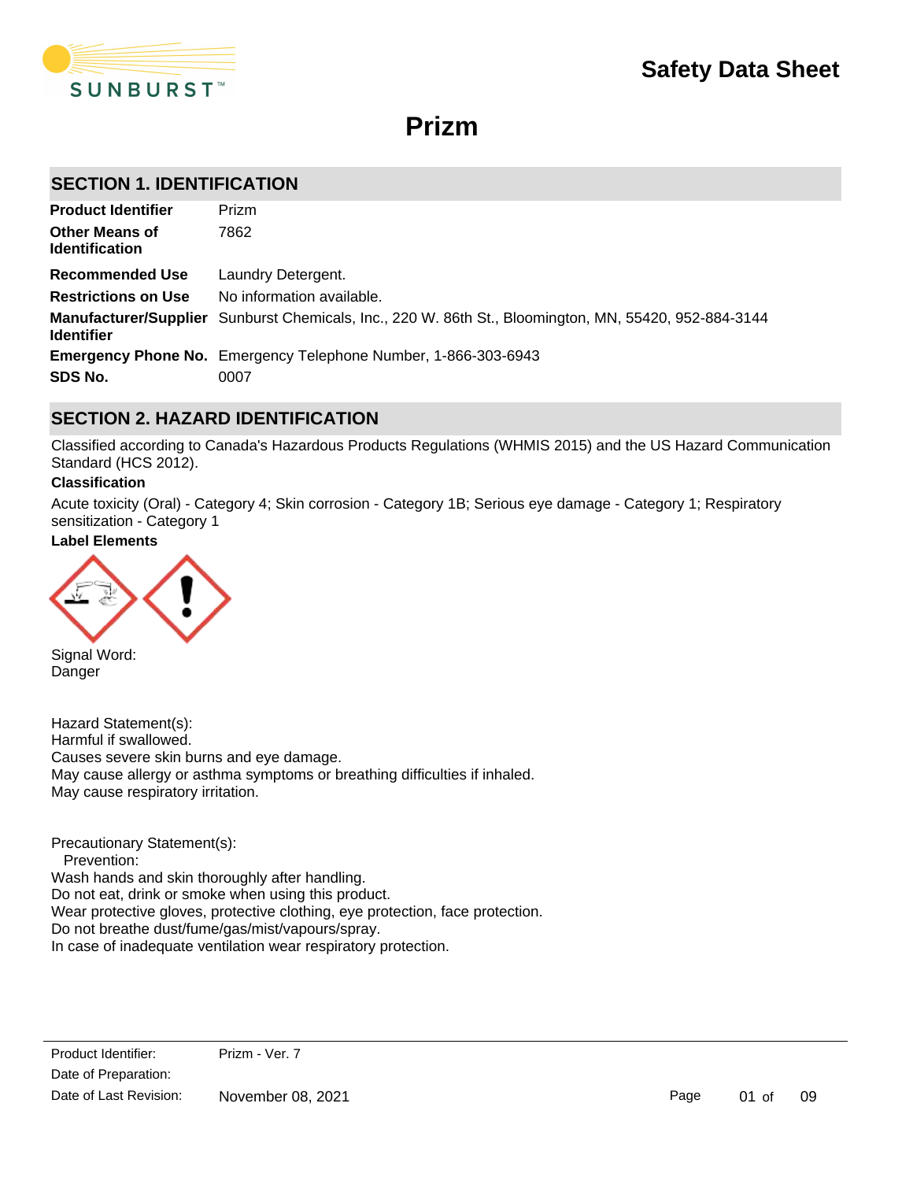# Safety Data Sheet

# Prizm

## SECTION 1. IDENTIFICATION

| | |
|---|---|
| **Product Identifier** | Prizm |
| **Other Means of Identification** | 7862 |
| **Recommended Use** | Laundry Detergent. |
| **Restrictions on Use** | No information available. |
| **Manufacturer/Supplier Identifier** | Sunburst Chemicals, Inc., 220 W. 86th St., Bloomington, MN, 55420, 952-884-3144 |
| **Emergency Phone No.** | Emergency Telephone Number, 1-866-303-6943 |
| **SDS No.** | 0007 |

## SECTION 2. HAZARD IDENTIFICATION

Classified according to Canada's Hazardous Products Regulations (WHMIS 2015) and the US Hazard Communication Standard (HCS 2012).

**Classification**

Acute toxicity (Oral) - Category 4; Skin corrosion - Category 1B; Serious eye damage - Category 1; Respiratory sensitization - Category 1

**Label Elements**

Signal Word:
Danger

Hazard Statement(s):
Harmful if swallowed.
Causes severe skin burns and eye damage.
May cause allergy or asthma symptoms or breathing difficulties if inhaled.
May cause respiratory irritation.

Precautionary Statement(s):
Prevention:
Wash hands and skin thoroughly after handling.
Do not eat, drink or smoke when using this product.
Wear protective gloves, protective clothing, eye protection, face protection.
Do not breathe dust/fume/gas/mist/vapours/spray.
In case of inadequate ventilation wear respiratory protection.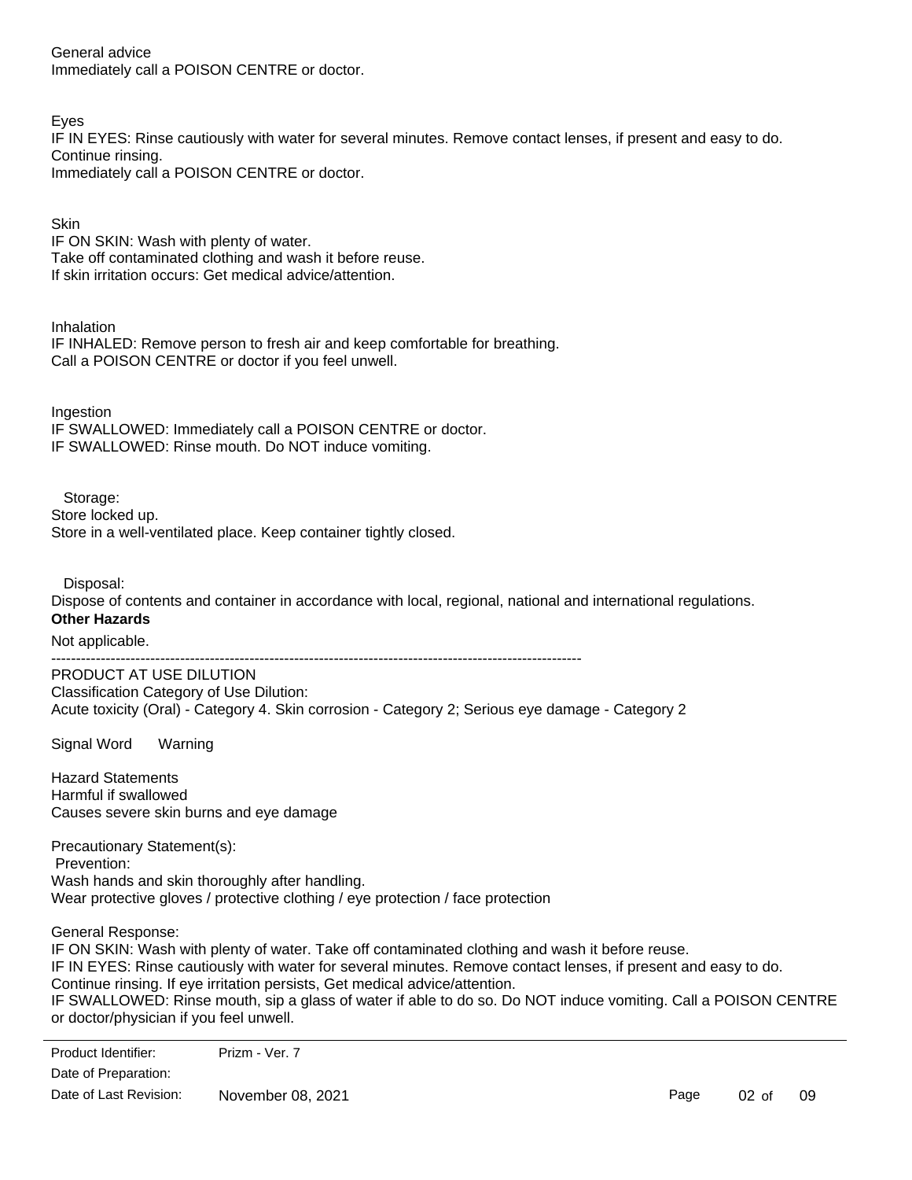General advice
Immediately call a POISON CENTRE or doctor.

Eyes
IF IN EYES: Rinse cautiously with water for several minutes. Remove contact lenses, if present and easy to do. Continue rinsing.
Immediately call a POISON CENTRE or doctor.

Skin
IF ON SKIN: Wash with plenty of water.
Take off contaminated clothing and wash it before reuse.
If skin irritation occurs: Get medical advice/attention.

Inhalation
IF INHALED: Remove person to fresh air and keep comfortable for breathing.
Call a POISON CENTRE or doctor if you feel unwell.

Ingestion
IF SWALLOWED: Immediately call a POISON CENTRE or doctor.
IF SWALLOWED: Rinse mouth. Do NOT induce vomiting.

Storage:
Store locked up.
Store in a well-ventilated place. Keep container tightly closed.

Disposal:
Dispose of contents and container in accordance with local, regional, national and international regulations.

**Other Hazards**

Not applicable.

---

PRODUCT AT USE DILUTION
Classification Category of Use Dilution:
Acute toxicity (Oral) - Category 4. Skin corrosion - Category 2; Serious eye damage - Category 2

Signal Word Warning

Hazard Statements
Harmful if swallowed
Causes severe skin burns and eye damage

Precautionary Statement(s):
Prevention:
Wash hands and skin thoroughly after handling.
Wear protective gloves / protective clothing / eye protection / face protection

General Response:
IF ON SKIN: Wash with plenty of water. Take off contaminated clothing and wash it before reuse.
IF IN EYES: Rinse cautiously with water for several minutes. Remove contact lenses, if present and easy to do. Continue rinsing. If eye irritation persists, Get medical advice/attention.
IF SWALLOWED: Rinse mouth, sip a glass of water if able to do so. Do NOT induce vomiting. Call a POISON CENTRE or doctor/physician if you feel unwell.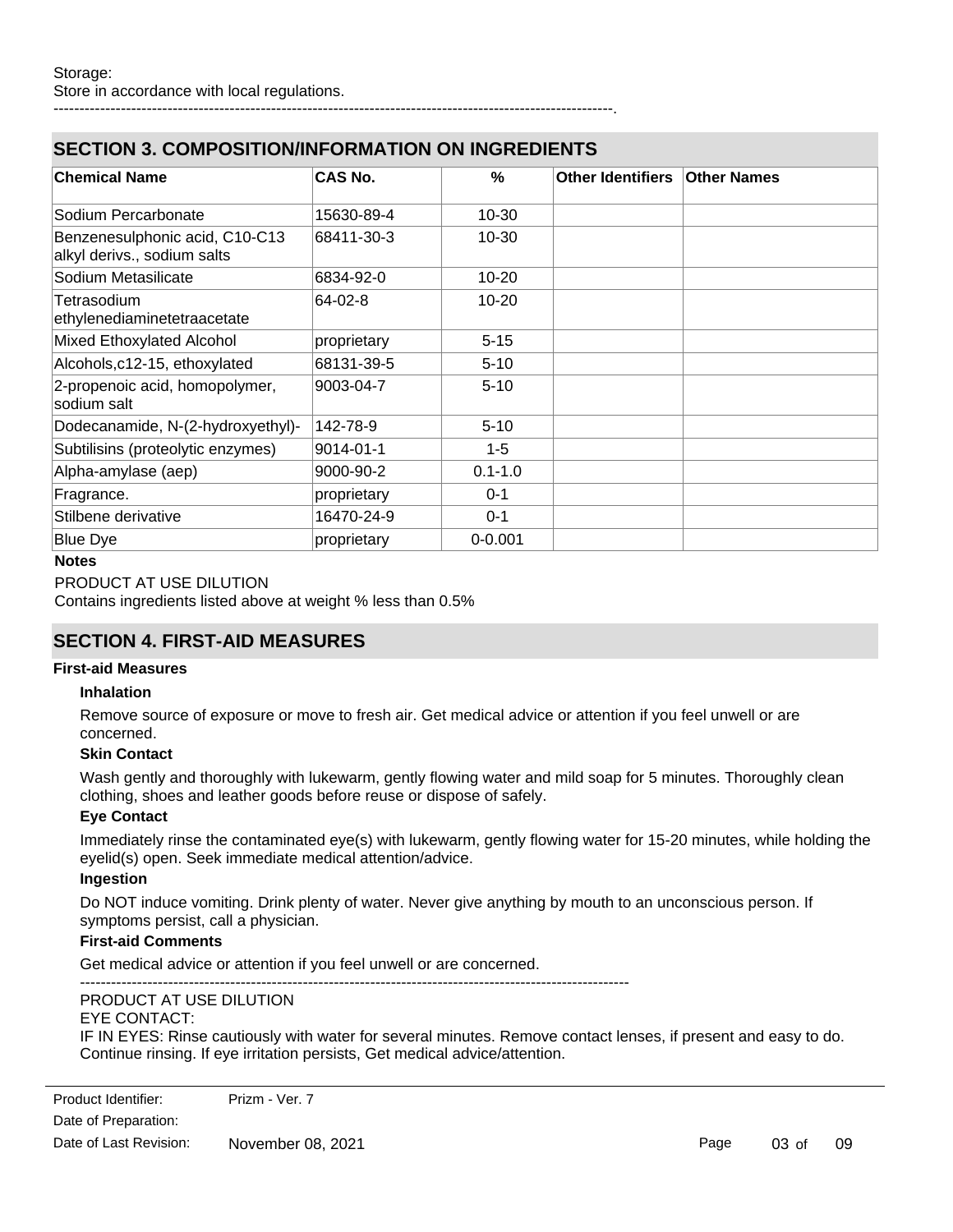Storage:
Store in accordance with local regulations.
----------------------------------------------------------------------------------------------------------.

## SECTION 3. COMPOSITION/INFORMATION ON INGREDIENTS

| Chemical Name | CAS No. | % | Other Identifiers | Other Names |
|---|---|---|---|---|
| Sodium Percarbonate | 15630-89-4 | 10-30 | | |
| Benzenesulphonic acid, C10-C13 alkyl derivs., sodium salts | 68411-30-3 | 10-30 | | |
| Sodium Metasilicate | 6834-92-0 | 10-20 | | |
| Tetrasodium ethylenediaminetetraacetate | 64-02-8 | 10-20 | | |
| Mixed Ethoxylated Alcohol | proprietary | 5-15 | | |
| Alcohols,c12-15, ethoxylated | 68131-39-5 | 5-10 | | |
| 2-propenoic acid, homopolymer, sodium salt | 9003-04-7 | 5-10 | | |
| Dodecanamide, N-(2-hydroxyethyl)- | 142-78-9 | 5-10 | | |
| Subtilisins (proteolytic enzymes) | 9014-01-1 | 1-5 | | |
| Alpha-amylase (aep) | 9000-90-2 | 0.1-1.0 | | |
| Fragrance. | proprietary | 0-1 | | |
| Stilbene derivative | 16470-24-9 | 0-1 | | |
| Blue Dye | proprietary | 0-0.001 | | |

**Notes**

PRODUCT AT USE DILUTION
Contains ingredients listed above at weight % less than 0.5%

## SECTION 4. FIRST-AID MEASURES

**First-aid Measures**

**Inhalation**

Remove source of exposure or move to fresh air. Get medical advice or attention if you feel unwell or are concerned.

**Skin Contact**

Wash gently and thoroughly with lukewarm, gently flowing water and mild soap for 5 minutes. Thoroughly clean clothing, shoes and leather goods before reuse or dispose of safely.

**Eye Contact**

Immediately rinse the contaminated eye(s) with lukewarm, gently flowing water for 15-20 minutes, while holding the eyelid(s) open. Seek immediate medical attention/advice.

**Ingestion**

Do NOT induce vomiting. Drink plenty of water. Never give anything by mouth to an unconscious person. If symptoms persist, call a physician.

**First-aid Comments**

Get medical advice or attention if you feel unwell or are concerned.

----------------------------------------------------------------------------------------------------------

PRODUCT AT USE DILUTION
EYE CONTACT:
IF IN EYES: Rinse cautiously with water for several minutes. Remove contact lenses, if present and easy to do. Continue rinsing. If eye irritation persists, Get medical advice/attention.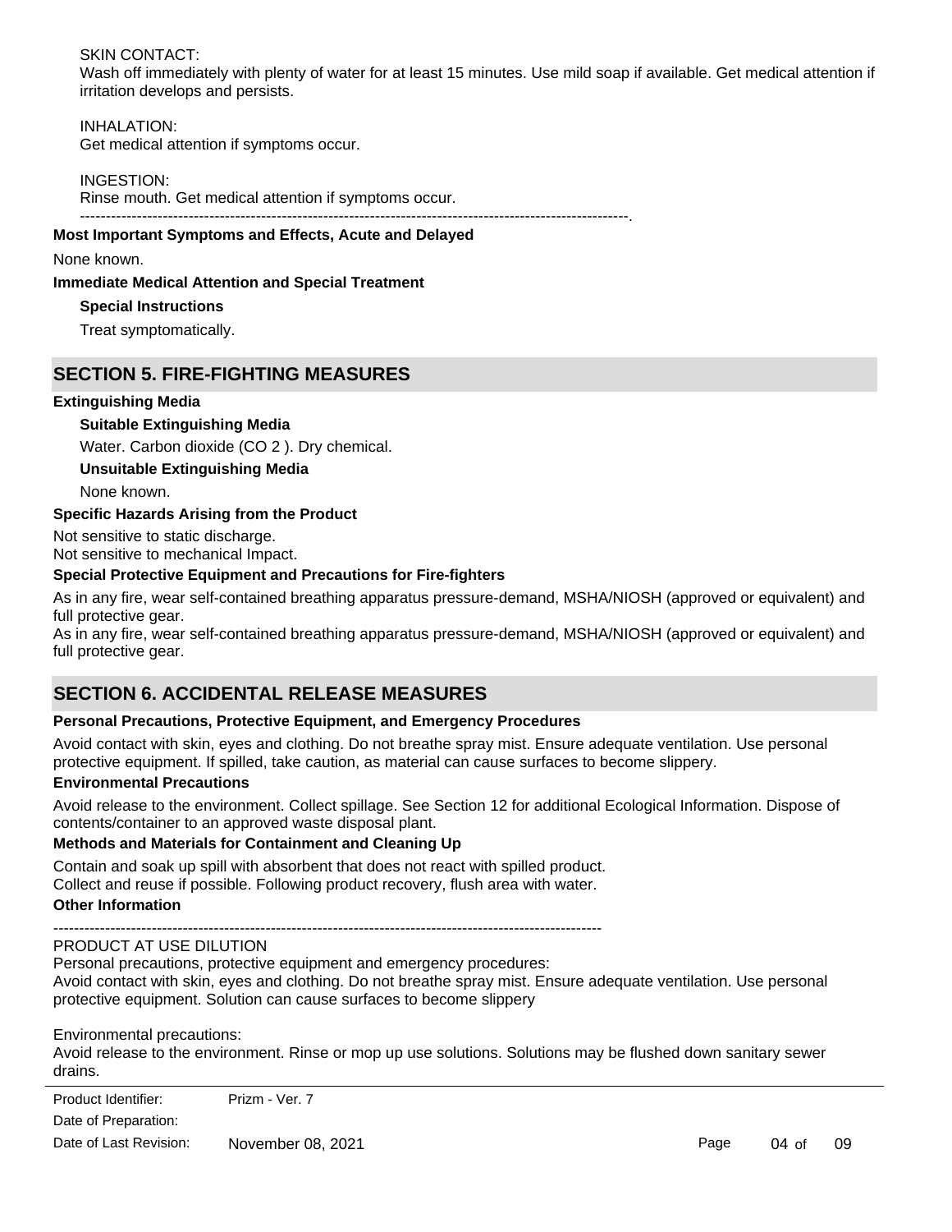SKIN CONTACT:
Wash off immediately with plenty of water for at least 15 minutes. Use mild soap if available. Get medical attention if irritation develops and persists.

INHALATION:
Get medical attention if symptoms occur.

INGESTION:
Rinse mouth. Get medical attention if symptoms occur.
----------------------------------------------------------------------------------------------------------.

**Most Important Symptoms and Effects, Acute and Delayed**

None known.

**Immediate Medical Attention and Special Treatment**

**Special Instructions**

Treat symptomatically.

## SECTION 5. FIRE-FIGHTING MEASURES

**Extinguishing Media**

**Suitable Extinguishing Media**

Water. Carbon dioxide ($CO_2$). Dry chemical.

**Unsuitable Extinguishing Media**

None known.

**Specific Hazards Arising from the Product**

Not sensitive to static discharge.
Not sensitive to mechanical Impact.

**Special Protective Equipment and Precautions for Fire-fighters**

As in any fire, wear self-contained breathing apparatus pressure-demand, MSHA/NIOSH (approved or equivalent) and full protective gear.
As in any fire, wear self-contained breathing apparatus pressure-demand, MSHA/NIOSH (approved or equivalent) and full protective gear.

## SECTION 6. ACCIDENTAL RELEASE MEASURES

**Personal Precautions, Protective Equipment, and Emergency Procedures**

Avoid contact with skin, eyes and clothing. Do not breathe spray mist. Ensure adequate ventilation. Use personal protective equipment. If spilled, take caution, as material can cause surfaces to become slippery.

**Environmental Precautions**

Avoid release to the environment. Collect spillage. See Section 12 for additional Ecological Information. Dispose of contents/container to an approved waste disposal plant.

**Methods and Materials for Containment and Cleaning Up**

Contain and soak up spill with absorbent that does not react with spilled product.
Collect and reuse if possible. Following product recovery, flush area with water.

**Other Information**

----------------------------------------------------------------------------------------------------------

PRODUCT AT USE DILUTION
Personal precautions, protective equipment and emergency procedures:
Avoid contact with skin, eyes and clothing. Do not breathe spray mist. Ensure adequate ventilation. Use personal protective equipment. Solution can cause surfaces to become slippery

Environmental precautions:
Avoid release to the environment. Rinse or mop up use solutions. Solutions may be flushed down sanitary sewer drains.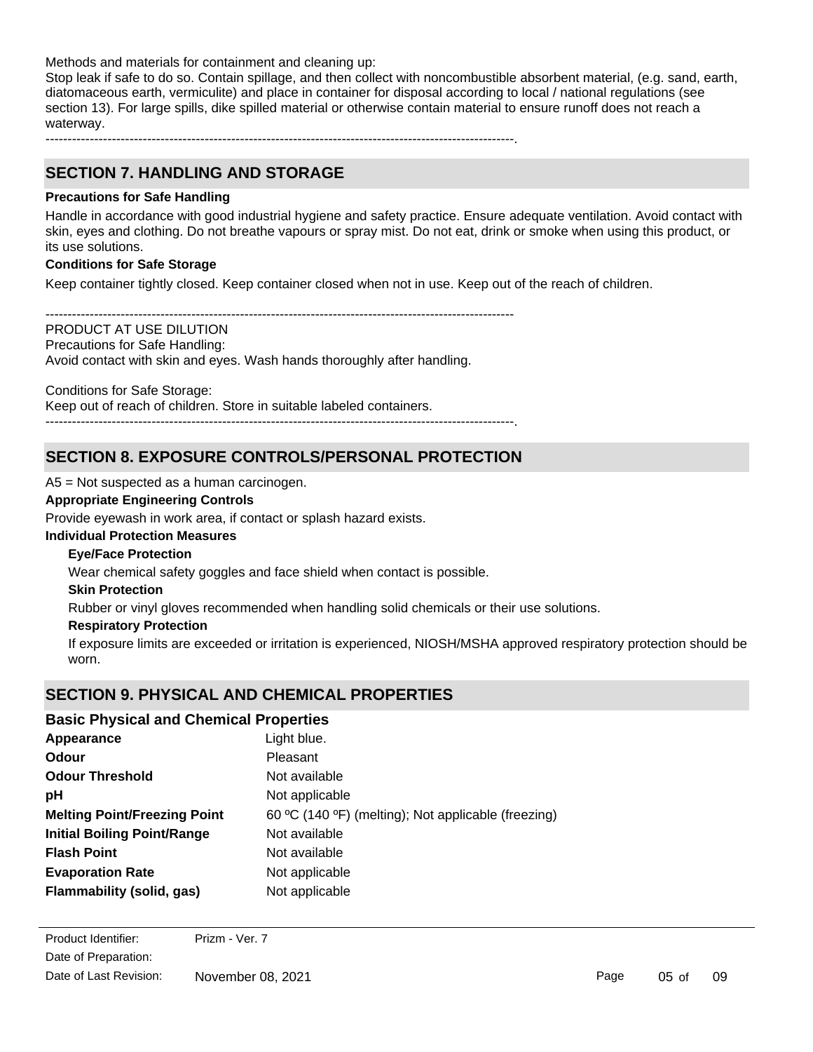Methods and materials for containment and cleaning up:
Stop leak if safe to do so. Contain spillage, and then collect with noncombustible absorbent material, (e.g. sand, earth, diatomaceous earth, vermiculite) and place in container for disposal according to local / national regulations (see section 13). For large spills, dike spilled material or otherwise contain material to ensure runoff does not reach a waterway.

----------------------------------------------------------------------------------------------------------.

## SECTION 7. HANDLING AND STORAGE

**Precautions for Safe Handling**

Handle in accordance with good industrial hygiene and safety practice. Ensure adequate ventilation. Avoid contact with skin, eyes and clothing. Do not breathe vapours or spray mist. Do not eat, drink or smoke when using this product, or its use solutions.

**Conditions for Safe Storage**

Keep container tightly closed. Keep container closed when not in use. Keep out of the reach of children.

----------------------------------------------------------------------------------------------------------

PRODUCT AT USE DILUTION
Precautions for Safe Handling:
Avoid contact with skin and eyes. Wash hands thoroughly after handling.

Conditions for Safe Storage:
Keep out of reach of children. Store in suitable labeled containers.

----------------------------------------------------------------------------------------------------------.

## SECTION 8. EXPOSURE CONTROLS/PERSONAL PROTECTION

A5 = Not suspected as a human carcinogen.

**Appropriate Engineering Controls**

Provide eyewash in work area, if contact or splash hazard exists.

**Individual Protection Measures**

**Eye/Face Protection**

Wear chemical safety goggles and face shield when contact is possible.

**Skin Protection**

Rubber or vinyl gloves recommended when handling solid chemicals or their use solutions.

**Respiratory Protection**

If exposure limits are exceeded or irritation is experienced, NIOSH/MSHA approved respiratory protection should be worn.

## SECTION 9. PHYSICAL AND CHEMICAL PROPERTIES

### Basic Physical and Chemical Properties

| | |
|---|---|
| **Appearance** | Light blue. |
| **Odour** | Pleasant |
| **Odour Threshold** | Not available |
| **pH** | Not applicable |
| **Melting Point/Freezing Point** | 60 ºC (140 ºF) (melting); Not applicable (freezing) |
| **Initial Boiling Point/Range** | Not available |
| **Flash Point** | Not available |
| **Evaporation Rate** | Not applicable |
| **Flammability (solid, gas)** | Not applicable |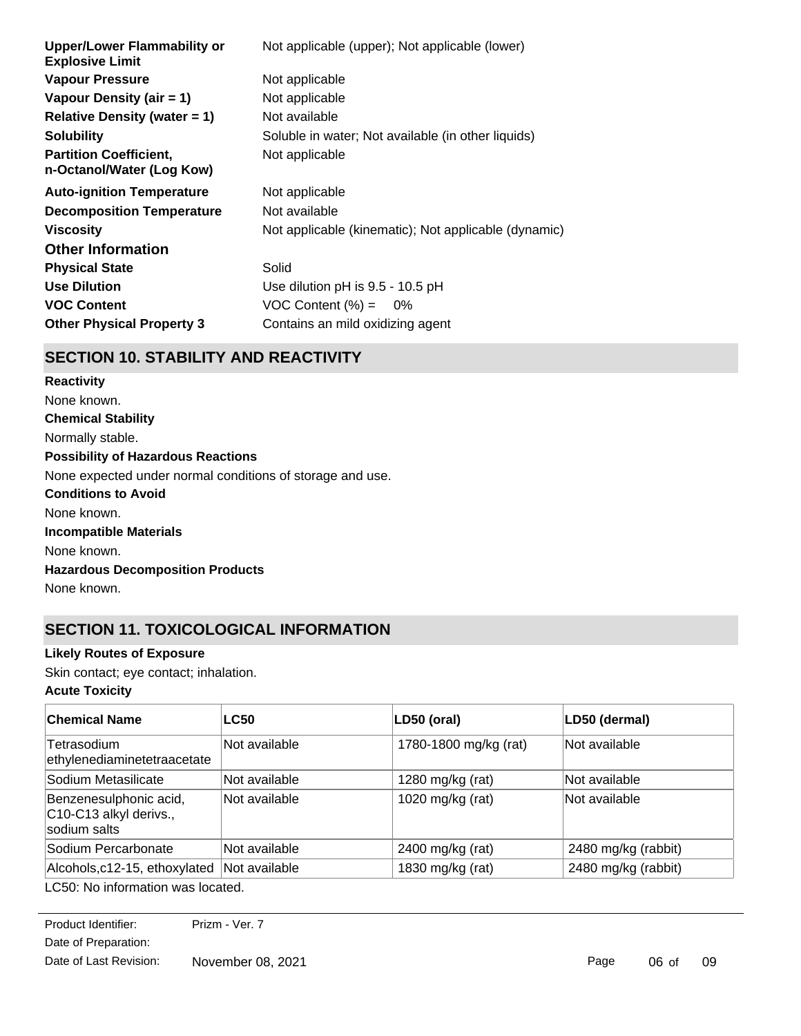| | |
|---|---|
| **Upper/Lower Flammability or Explosive Limit** | Not applicable (upper); Not applicable (lower) |
| **Vapour Pressure** | Not applicable |
| **Vapour Density (air = 1)** | Not applicable |
| **Relative Density (water = 1)** | Not available |
| **Solubility** | Soluble in water; Not available (in other liquids) |
| **Partition Coefficient, n-Octanol/Water (Log Kow)** | Not applicable |
| **Auto-ignition Temperature** | Not applicable |
| **Decomposition Temperature** | Not available |
| **Viscosity** | Not applicable (kinematic); Not applicable (dynamic) |

### Other Information

| | |
|---|---|
| **Physical State** | Solid |
| **Use Dilution** | Use dilution pH is 9.5 - 10.5 pH |
| **VOC Content** | VOC Content (%) = 0% |
| **Other Physical Property 3** | Contains an mild oxidizing agent |

## SECTION 10. STABILITY AND REACTIVITY

**Reactivity**

None known.

**Chemical Stability**

Normally stable.

**Possibility of Hazardous Reactions**

None expected under normal conditions of storage and use.

**Conditions to Avoid**

None known.

**Incompatible Materials**

None known.

**Hazardous Decomposition Products**

None known.

## SECTION 11. TOXICOLOGICAL INFORMATION

**Likely Routes of Exposure**

Skin contact; eye contact; inhalation.

**Acute Toxicity**

| Chemical Name | LC50 | LD50 (oral) | LD50 (dermal) |
|---|---|---|---|
| Tetrasodium ethylenediaminetetraacetate | Not available | 1780-1800 mg/kg (rat) | Not available |
| Sodium Metasilicate | Not available | 1280 mg/kg (rat) | Not available |
| Benzenesulphonic acid, C10-C13 alkyl derivs., sodium salts | Not available | 1020 mg/kg (rat) | Not available |
| Sodium Percarbonate | Not available | 2400 mg/kg (rat) | 2480 mg/kg (rabbit) |
| Alcohols,c12-15, ethoxylated | Not available | 1830 mg/kg (rat) | 2480 mg/kg (rabbit) |

LC50: No information was located.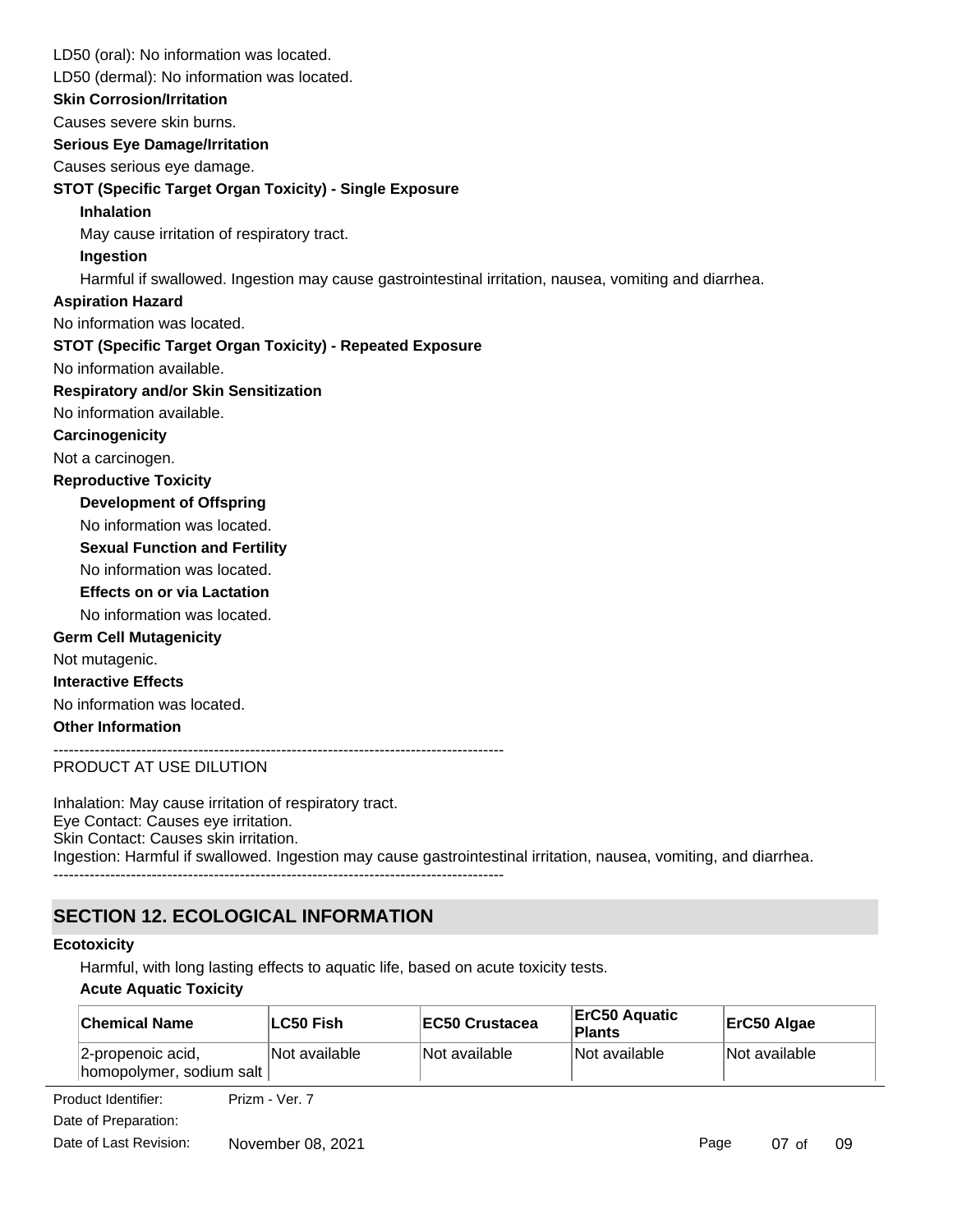LD50 (oral): No information was located.

LD50 (dermal): No information was located.

**Skin Corrosion/Irritation**

Causes severe skin burns.

**Serious Eye Damage/Irritation**

Causes serious eye damage.

**STOT (Specific Target Organ Toxicity) - Single Exposure**

**Inhalation**

May cause irritation of respiratory tract.

**Ingestion**

Harmful if swallowed. Ingestion may cause gastrointestinal irritation, nausea, vomiting and diarrhea.

**Aspiration Hazard**

No information was located.

**STOT (Specific Target Organ Toxicity) - Repeated Exposure**

No information available.

**Respiratory and/or Skin Sensitization**

No information available.

**Carcinogenicity**

Not a carcinogen.

**Reproductive Toxicity**

**Development of Offspring**

No information was located.

**Sexual Function and Fertility**

No information was located.

**Effects on or via Lactation**

No information was located.

**Germ Cell Mutagenicity**

Not mutagenic.

**Interactive Effects**

No information was located.

**Other Information**

-------------------------------------------------------------------------------------

PRODUCT AT USE DILUTION

Inhalation: May cause irritation of respiratory tract.
Eye Contact: Causes eye irritation.
Skin Contact: Causes skin irritation.
Ingestion: Harmful if swallowed. Ingestion may cause gastrointestinal irritation, nausea, vomiting, and diarrhea.

-------------------------------------------------------------------------------------

## SECTION 12. ECOLOGICAL INFORMATION

**Ecotoxicity**

Harmful, with long lasting effects to aquatic life, based on acute toxicity tests.

**Acute Aquatic Toxicity**

| Chemical Name | LC50 Fish | EC50 Crustacea | ErC50 Aquatic Plants | ErC50 Algae |
|---|---|---|---|---|
| 2-propenoic acid, homopolymer, sodium salt | Not available | Not available | Not available | Not available |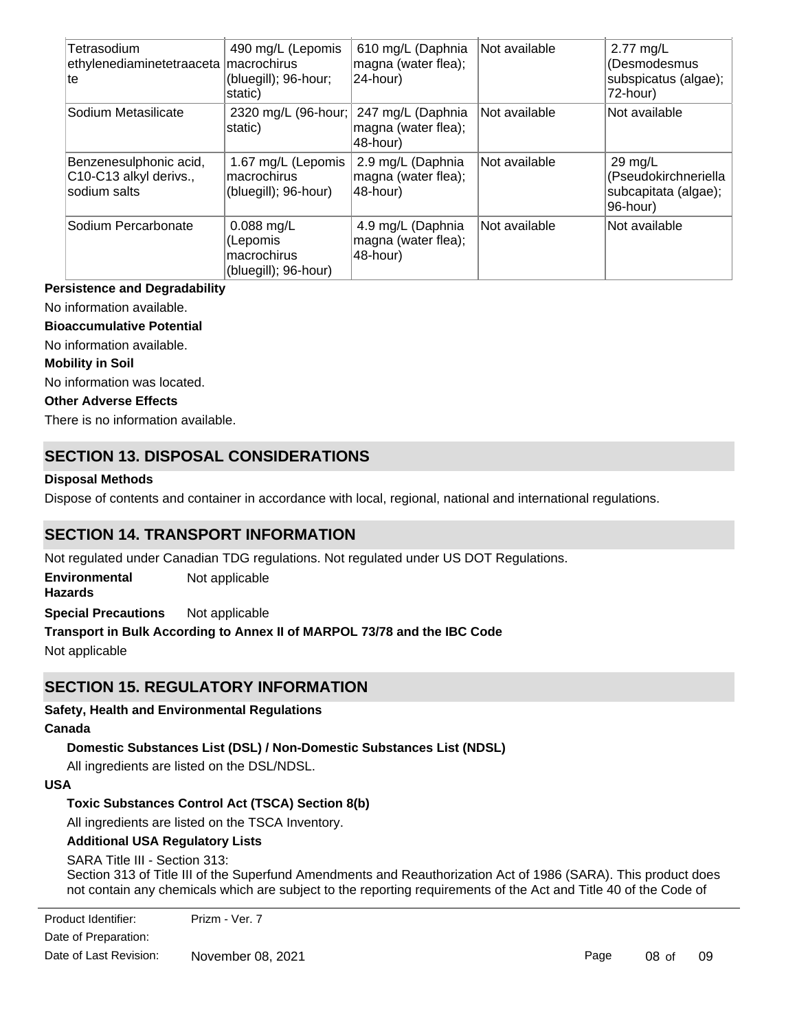| Tetrasodium ethylenediaminetetraacetate | 490 mg/L (Lepomis macrochirus (bluegill); 96-hour; static) | 610 mg/L (Daphnia magna (water flea); 24-hour) | Not available | 2.77 mg/L (Desmodesmus subspicatus (algae); 72-hour) |
|---|---|---|---|---|
| Sodium Metasilicate | 2320 mg/L (96-hour; static) | 247 mg/L (Daphnia magna (water flea); 48-hour) | Not available | Not available |
| Benzenesulphonic acid, C10-C13 alkyl derivs., sodium salts | 1.67 mg/L (Lepomis macrochirus (bluegill); 96-hour) | 2.9 mg/L (Daphnia magna (water flea); 48-hour) | Not available | 29 mg/L (Pseudokirchneriella subcapitata (algae); 96-hour) |
| Sodium Percarbonate | 0.088 mg/L (Lepomis macrochirus (bluegill); 96-hour) | 4.9 mg/L (Daphnia magna (water flea); 48-hour) | Not available | Not available |

**Persistence and Degradability**

No information available.

**Bioaccumulative Potential**

No information available.

**Mobility in Soil**

No information was located.

**Other Adverse Effects**

There is no information available.

## SECTION 13. DISPOSAL CONSIDERATIONS

**Disposal Methods**

Dispose of contents and container in accordance with local, regional, national and international regulations.

## SECTION 14. TRANSPORT INFORMATION

Not regulated under Canadian TDG regulations. Not regulated under US DOT Regulations.

**Environmental Hazards** Not applicable

**Special Precautions** Not applicable

**Transport in Bulk According to Annex II of MARPOL 73/78 and the IBC Code**

Not applicable

## SECTION 15. REGULATORY INFORMATION

**Safety, Health and Environmental Regulations**

**Canada**

**Domestic Substances List (DSL) / Non-Domestic Substances List (NDSL)**

All ingredients are listed on the DSL/NDSL.

**USA**

**Toxic Substances Control Act (TSCA) Section 8(b)**

All ingredients are listed on the TSCA Inventory.

**Additional USA Regulatory Lists**

SARA Title III - Section 313:
Section 313 of Title III of the Superfund Amendments and Reauthorization Act of 1986 (SARA). This product does not contain any chemicals which are subject to the reporting requirements of the Act and Title 40 of the Code of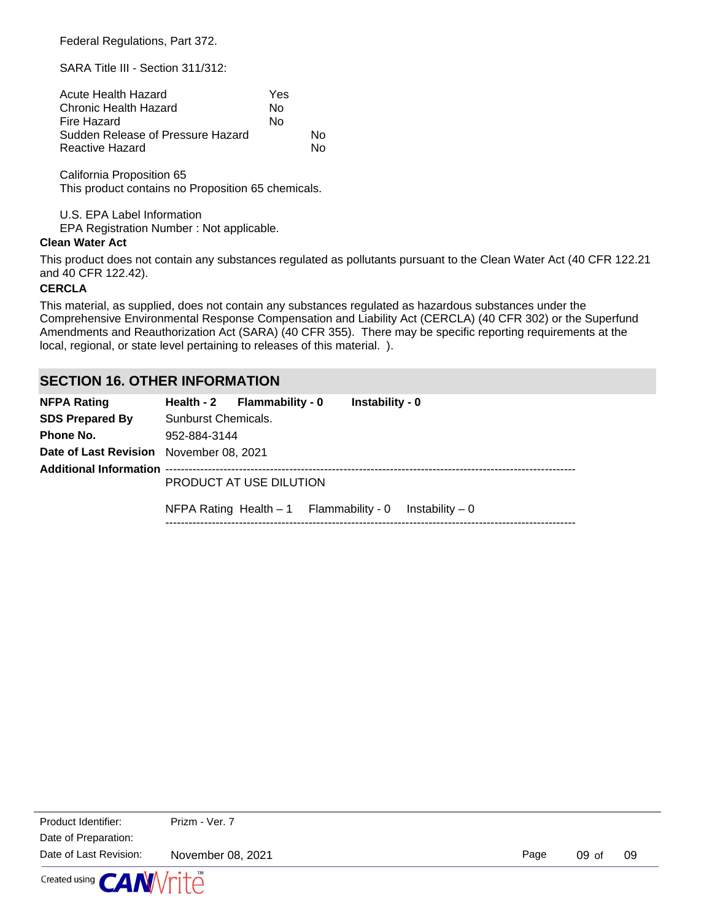Federal Regulations, Part 372.

SARA Title III - Section 311/312:

| | |
|---|---|
| Acute Health Hazard | Yes |
| Chronic Health Hazard | No |
| Fire Hazard | No |
| Sudden Release of Pressure Hazard | No |
| Reactive Hazard | No |

California Proposition 65
This product contains no Proposition 65 chemicals.

U.S. EPA Label Information
EPA Registration Number : Not applicable.

**Clean Water Act**

This product does not contain any substances regulated as pollutants pursuant to the Clean Water Act (40 CFR 122.21 and 40 CFR 122.42).

**CERCLA**

This material, as supplied, does not contain any substances regulated as hazardous substances under the Comprehensive Environmental Response Compensation and Liability Act (CERCLA) (40 CFR 302) or the Superfund Amendments and Reauthorization Act (SARA) (40 CFR 355). There may be specific reporting requirements at the local, regional, or state level pertaining to releases of this material. ).

## SECTION 16. OTHER INFORMATION

**NFPA Rating** **Health - 2** **Flammability - 0** **Instability - 0**

**SDS Prepared By** Sunburst Chemicals.

**Phone No.** 952-884-3144

**Date of Last Revision** November 08, 2021

**Additional Information**

---

PRODUCT AT USE DILUTION

NFPA Rating Health – 1 Flammability - 0 Instability – 0

---